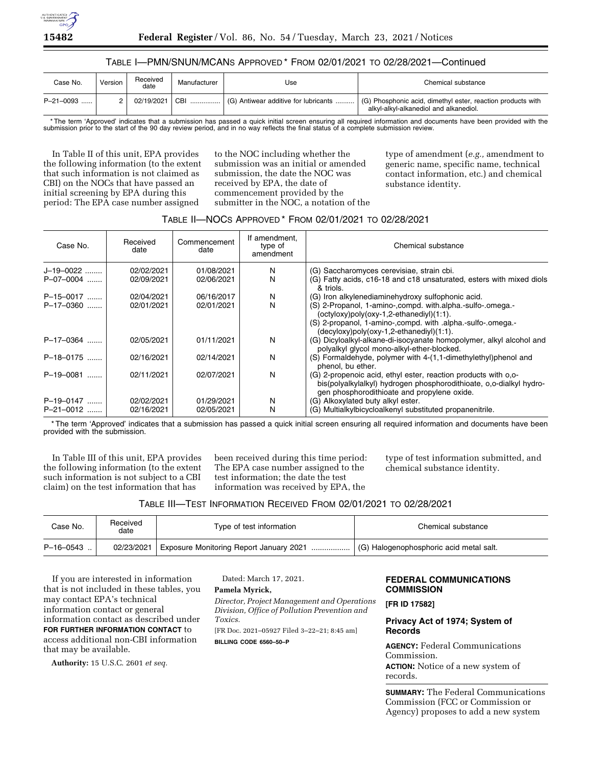TABLE I—PMN/SNUN/MCANS APPROVED * FROM 02/01/2021 TO 02/28/2021—Continued

| Case No. | Version | Received date | Manufacturer | Use | Chemical substance |
|---|---|---|---|---|---|
| P–21–0093 ...... | 2 | 02/19/2021 | CBI ............... | (G) Antiwear additive for lubricants .......... | (G) Phosphonic acid, dimethyl ester, reaction products with alkyl-alkyl-alkanediol and alkanediol. |

* The term 'Approved' indicates that a submission has passed a quick initial screen ensuring all required information and documents have been provided with the submission prior to the start of the 90 day review period, and in no way reflects the final status of a complete submission review.

In Table II of this unit, EPA provides the following information (to the extent that such information is not claimed as CBI) on the NOCs that have passed an initial screening by EPA during this period: The EPA case number assigned to the NOC including whether the submission was an initial or amended submission, the date the NOC was received by EPA, the date of commencement provided by the submitter in the NOC, a notation of the type of amendment (*e.g.,* amendment to generic name, specific name, technical contact information, etc.) and chemical substance identity.

TABLE II—NOCS APPROVED * FROM 02/01/2021 TO 02/28/2021

| Case No. | Received date | Commencement date | If amendment, type of amendment | Chemical substance |
|---|---|---|---|---|
| J–19–0022 ........ | 02/02/2021 | 01/08/2021 | N | (G) Saccharomyces cerevisiae, strain cbi. |
| P–07–0004 ....... | 02/09/2021 | 02/06/2021 | N | (G) Fatty acids, c16-18 and c18 unsaturated, esters with mixed diols & triols. |
| P–15–0017 ....... | 02/04/2021 | 06/16/2017 | N | (G) Iron alkylenediaminehydroxy sulfophonic acid. |
| P–17–0360 ....... | 02/01/2021 | 02/01/2021 | N | (S) 2-Propanol, 1-amino-,compd. with.alpha.-sulfo-.omega.-(octyloxy)poly(oxy-1,2-ethanediyl)(1:1). (S) 2-propanol, 1-amino-,compd. with .alpha.-sulfo-.omega.-(decyloxy)poly(oxy-1,2-ethanediyl)(1:1). |
| P–17–0364 ....... | 02/05/2021 | 01/11/2021 | N | (G) Dicyloalkyl-alkane-di-isocyanate homopolymer, alkyl alcohol and polyalkyl glycol mono-alkyl-ether-blocked. |
| P–18–0175 ....... | 02/16/2021 | 02/14/2021 | N | (S) Formaldehyde, polymer with 4-(1,1-dimethylethyl)phenol and phenol, bu ether. |
| P–19–0081 ....... | 02/11/2021 | 02/07/2021 | N | (G) 2-propenoic acid, ethyl ester, reaction products with o,o-bis(polyalkylalkyl) hydrogen phosphorodithioate, o,o-dialkyl hydrogen phosphorodithioate and propylene oxide. |
| P–19–0147 ....... | 02/02/2021 | 01/29/2021 | N | (G) Alkoxylated buty alkyl ester. |
| P–21–0012 ....... | 02/16/2021 | 02/05/2021 | N | (G) Multialkylbicycloalkenyl substituted propanenitrile. |

* The term 'Approved' indicates that a submission has passed a quick initial screen ensuring all required information and documents have been provided with the submission.

In Table III of this unit, EPA provides the following information (to the extent such information is not subject to a CBI claim) on the test information that has been received during this time period: The EPA case number assigned to the test information; the date the test information was received by EPA, the type of test information submitted, and chemical substance identity.

TABLE III—TEST INFORMATION RECEIVED FROM 02/01/2021 TO 02/28/2021

| Case No. | Received date | Type of test information | Chemical substance |
|---|---|---|---|
| P–16–0543 .. | 02/23/2021 | Exposure Monitoring Report January 2021 .................. | (G) Halogenophosphoric acid metal salt. |

If you are interested in information that is not included in these tables, you may contact EPA's technical information contact or general information contact as described under **FOR FURTHER INFORMATION CONTACT** to access additional non-CBI information that may be available.

**Authority:** 15 U.S.C. 2601 *et seq.*

Dated: March 17, 2021.

**Pamela Myrick,**

*Director, Project Management and Operations Division, Office of Pollution Prevention and Toxics.*

[FR Doc. 2021–05927 Filed 3–22–21; 8:45 am]

**BILLING CODE 6560–50–P**

## FEDERAL COMMUNICATIONS COMMISSION

**[FR ID 17582]**

## Privacy Act of 1974; System of Records

**AGENCY:** Federal Communications Commission.

**ACTION:** Notice of a new system of records.

**SUMMARY:** The Federal Communications Commission (FCC or Commission or Agency) proposes to add a new system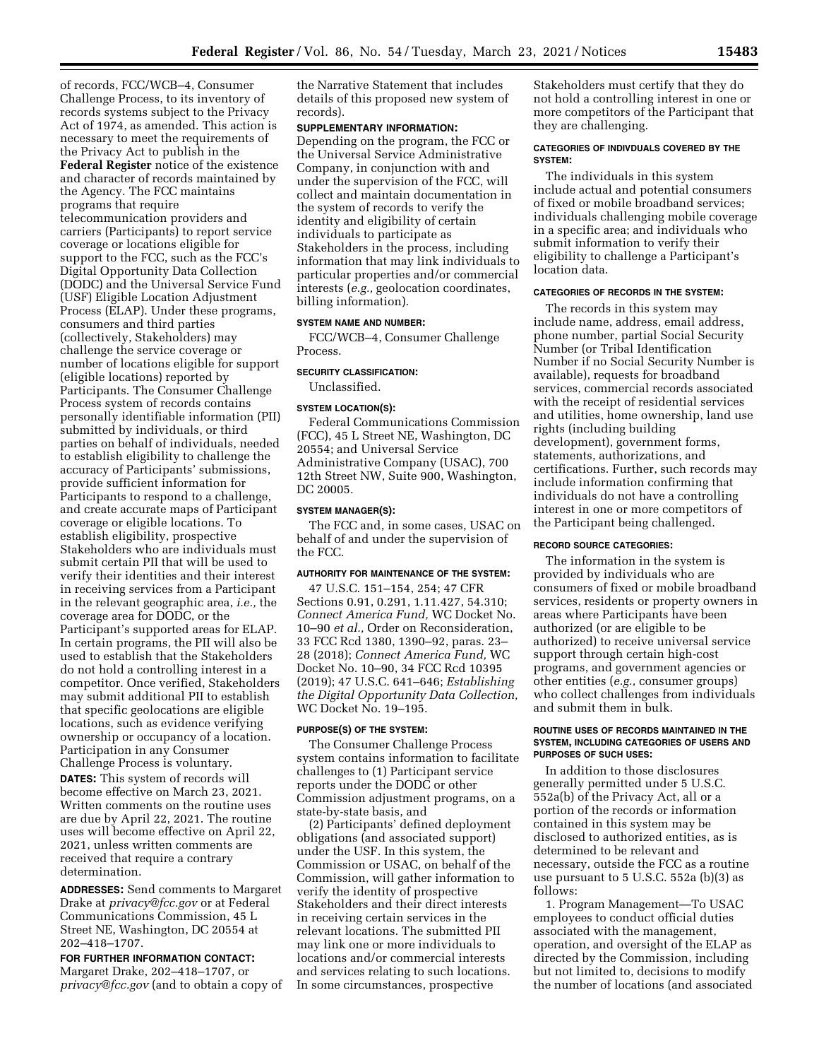of records, FCC/WCB–4, Consumer Challenge Process, to its inventory of records systems subject to the Privacy Act of 1974, as amended. This action is necessary to meet the requirements of the Privacy Act to publish in the **Federal Register** notice of the existence and character of records maintained by the Agency. The FCC maintains programs that require telecommunication providers and carriers (Participants) to report service coverage or locations eligible for support to the FCC, such as the FCC's Digital Opportunity Data Collection (DODC) and the Universal Service Fund (USF) Eligible Location Adjustment Process (ELAP). Under these programs, consumers and third parties (collectively, Stakeholders) may challenge the service coverage or number of locations eligible for support (eligible locations) reported by Participants. The Consumer Challenge Process system of records contains personally identifiable information (PII) submitted by individuals, or third parties on behalf of individuals, needed to establish eligibility to challenge the accuracy of Participants' submissions, provide sufficient information for Participants to respond to a challenge, and create accurate maps of Participant coverage or eligible locations. To establish eligibility, prospective Stakeholders who are individuals must submit certain PII that will be used to verify their identities and their interest in receiving services from a Participant in the relevant geographic area, *i.e.,* the coverage area for DODC, or the Participant's supported areas for ELAP. In certain programs, the PII will also be used to establish that the Stakeholders do not hold a controlling interest in a competitor. Once verified, Stakeholders may submit additional PII to establish that specific geolocations are eligible locations, such as evidence verifying ownership or occupancy of a location. Participation in any Consumer Challenge Process is voluntary.

**DATES:** This system of records will become effective on March 23, 2021. Written comments on the routine uses are due by April 22, 2021. The routine uses will become effective on April 22, 2021, unless written comments are received that require a contrary determination.

**ADDRESSES:** Send comments to Margaret Drake at *privacy@fcc.gov* or at Federal Communications Commission, 45 L Street NE, Washington, DC 20554 at 202–418–1707.

**FOR FURTHER INFORMATION CONTACT:** Margaret Drake, 202–418–1707, or *privacy@fcc.gov* (and to obtain a copy of the Narrative Statement that includes details of this proposed new system of records).

**SUPPLEMENTARY INFORMATION:** Depending on the program, the FCC or the Universal Service Administrative Company, in conjunction with and under the supervision of the FCC, will collect and maintain documentation in the system of records to verify the identity and eligibility of certain individuals to participate as Stakeholders in the process, including information that may link individuals to particular properties and/or commercial interests (*e.g.,* geolocation coordinates, billing information).

#### SYSTEM NAME AND NUMBER:

FCC/WCB–4, Consumer Challenge Process.

#### SECURITY CLASSIFICATION:

Unclassified.

#### SYSTEM LOCATION(S):

Federal Communications Commission (FCC), 45 L Street NE, Washington, DC 20554; and Universal Service Administrative Company (USAC), 700 12th Street NW, Suite 900, Washington, DC 20005.

#### SYSTEM MANAGER(S):

The FCC and, in some cases, USAC on behalf of and under the supervision of the FCC.

#### AUTHORITY FOR MAINTENANCE OF THE SYSTEM:

47 U.S.C. 151–154, 254; 47 CFR Sections 0.91, 0.291, 1.11.427, 54.310; *Connect America Fund,* WC Docket No. 10–90 *et al.,* Order on Reconsideration, 33 FCC Rcd 1380, 1390–92, paras. 23–28 (2018); *Connect America Fund,* WC Docket No. 10–90, 34 FCC Rcd 10395 (2019); 47 U.S.C. 641–646; *Establishing the Digital Opportunity Data Collection,* WC Docket No. 19–195.

#### PURPOSE(S) OF THE SYSTEM:

The Consumer Challenge Process system contains information to facilitate challenges to (1) Participant service reports under the DODC or other Commission adjustment programs, on a state-by-state basis, and

(2) Participants' defined deployment obligations (and associated support) under the USF. In this system, the Commission or USAC, on behalf of the Commission, will gather information to verify the identity of prospective Stakeholders and their direct interests in receiving certain services in the relevant locations. The submitted PII may link one or more individuals to locations and/or commercial interests and services relating to such locations. In some circumstances, prospective Stakeholders must certify that they do not hold a controlling interest in one or more competitors of the Participant that they are challenging.

#### CATEGORIES OF INDIVDUALS COVERED BY THE SYSTEM:

The individuals in this system include actual and potential consumers of fixed or mobile broadband services; individuals challenging mobile coverage in a specific area; and individuals who submit information to verify their eligibility to challenge a Participant's location data.

#### CATEGORIES OF RECORDS IN THE SYSTEM:

The records in this system may include name, address, email address, phone number, partial Social Security Number (or Tribal Identification Number if no Social Security Number is available), requests for broadband services, commercial records associated with the receipt of residential services and utilities, home ownership, land use rights (including building development), government forms, statements, authorizations, and certifications. Further, such records may include information confirming that individuals do not have a controlling interest in one or more competitors of the Participant being challenged.

#### RECORD SOURCE CATEGORIES:

The information in the system is provided by individuals who are consumers of fixed or mobile broadband services, residents or property owners in areas where Participants have been authorized (or are eligible to be authorized) to receive universal service support through certain high-cost programs, and government agencies or other entities (*e.g.,* consumer groups) who collect challenges from individuals and submit them in bulk.

#### ROUTINE USES OF RECORDS MAINTAINED IN THE SYSTEM, INCLUDING CATEGORIES OF USERS AND PURPOSES OF SUCH USES:

In addition to those disclosures generally permitted under 5 U.S.C. 552a(b) of the Privacy Act, all or a portion of the records or information contained in this system may be disclosed to authorized entities, as is determined to be relevant and necessary, outside the FCC as a routine use pursuant to 5 U.S.C. 552a (b)(3) as follows:

1. Program Management—To USAC employees to conduct official duties associated with the management, operation, and oversight of the ELAP as directed by the Commission, including but not limited to, decisions to modify the number of locations (and associated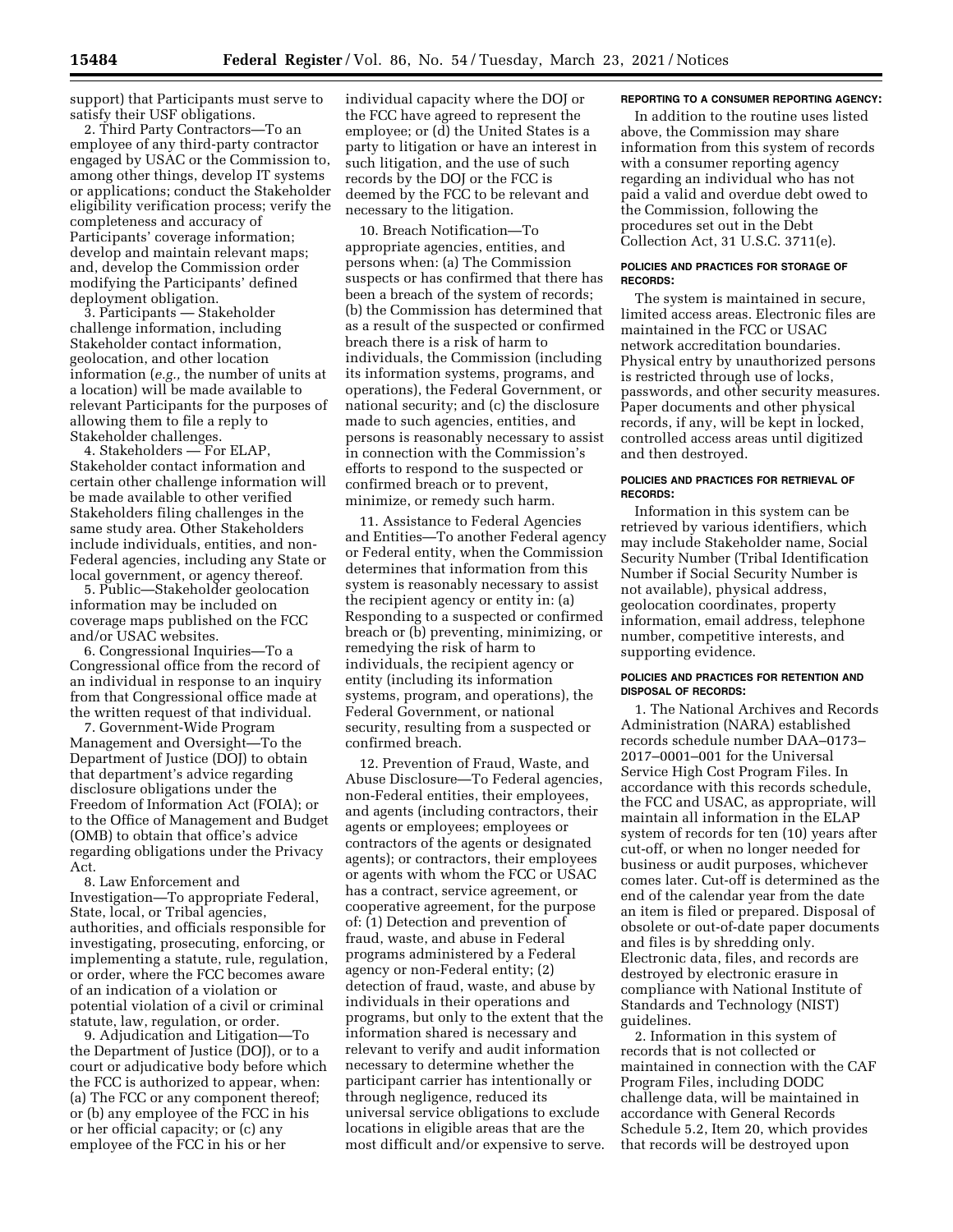support) that Participants must serve to satisfy their USF obligations.

2. Third Party Contractors—To an employee of any third-party contractor engaged by USAC or the Commission to, among other things, develop IT systems or applications; conduct the Stakeholder eligibility verification process; verify the completeness and accuracy of Participants' coverage information; develop and maintain relevant maps; and, develop the Commission order modifying the Participants' defined deployment obligation.

3. Participants — Stakeholder challenge information, including Stakeholder contact information, geolocation, and other location information (*e.g.,* the number of units at a location) will be made available to relevant Participants for the purposes of allowing them to file a reply to Stakeholder challenges.

4. Stakeholders — For ELAP, Stakeholder contact information and certain other challenge information will be made available to other verified Stakeholders filing challenges in the same study area. Other Stakeholders include individuals, entities, and non-Federal agencies, including any State or local government, or agency thereof.

5. Public—Stakeholder geolocation information may be included on coverage maps published on the FCC and/or USAC websites.

6. Congressional Inquiries—To a Congressional office from the record of an individual in response to an inquiry from that Congressional office made at the written request of that individual.

7. Government-Wide Program Management and Oversight—To the Department of Justice (DOJ) to obtain that department's advice regarding disclosure obligations under the Freedom of Information Act (FOIA); or to the Office of Management and Budget (OMB) to obtain that office's advice regarding obligations under the Privacy Act.

8. Law Enforcement and Investigation—To appropriate Federal, State, local, or Tribal agencies, authorities, and officials responsible for investigating, prosecuting, enforcing, or implementing a statute, rule, regulation, or order, where the FCC becomes aware of an indication of a violation or potential violation of a civil or criminal statute, law, regulation, or order.

9. Adjudication and Litigation—To the Department of Justice (DOJ), or to a court or adjudicative body before which the FCC is authorized to appear, when: (a) The FCC or any component thereof; or (b) any employee of the FCC in his or her official capacity; or (c) any employee of the FCC in his or her individual capacity where the DOJ or the FCC have agreed to represent the employee; or (d) the United States is a party to litigation or have an interest in such litigation, and the use of such records by the DOJ or the FCC is deemed by the FCC to be relevant and necessary to the litigation.

10. Breach Notification—To appropriate agencies, entities, and persons when: (a) The Commission suspects or has confirmed that there has been a breach of the system of records; (b) the Commission has determined that as a result of the suspected or confirmed breach there is a risk of harm to individuals, the Commission (including its information systems, programs, and operations), the Federal Government, or national security; and (c) the disclosure made to such agencies, entities, and persons is reasonably necessary to assist in connection with the Commission's efforts to respond to the suspected or confirmed breach or to prevent, minimize, or remedy such harm.

11. Assistance to Federal Agencies and Entities—To another Federal agency or Federal entity, when the Commission determines that information from this system is reasonably necessary to assist the recipient agency or entity in: (a) Responding to a suspected or confirmed breach or (b) preventing, minimizing, or remedying the risk of harm to individuals, the recipient agency or entity (including its information systems, program, and operations), the Federal Government, or national security, resulting from a suspected or confirmed breach.

12. Prevention of Fraud, Waste, and Abuse Disclosure—To Federal agencies, non-Federal entities, their employees, and agents (including contractors, their agents or employees; employees or contractors of the agents or designated agents); or contractors, their employees or agents with whom the FCC or USAC has a contract, service agreement, or cooperative agreement, for the purpose of: (1) Detection and prevention of fraud, waste, and abuse in Federal programs administered by a Federal agency or non-Federal entity; (2) detection of fraud, waste, and abuse by individuals in their operations and programs, but only to the extent that the information shared is necessary and relevant to verify and audit information necessary to determine whether the participant carrier has intentionally or through negligence, reduced its universal service obligations to exclude locations in eligible areas that are the most difficult and/or expensive to serve.

#### REPORTING TO A CONSUMER REPORTING AGENCY:

In addition to the routine uses listed above, the Commission may share information from this system of records with a consumer reporting agency regarding an individual who has not paid a valid and overdue debt owed to the Commission, following the procedures set out in the Debt Collection Act, 31 U.S.C. 3711(e).

#### POLICIES AND PRACTICES FOR STORAGE OF RECORDS:

The system is maintained in secure, limited access areas. Electronic files are maintained in the FCC or USAC network accreditation boundaries. Physical entry by unauthorized persons is restricted through use of locks, passwords, and other security measures. Paper documents and other physical records, if any, will be kept in locked, controlled access areas until digitized and then destroyed.

#### POLICIES AND PRACTICES FOR RETRIEVAL OF RECORDS:

Information in this system can be retrieved by various identifiers, which may include Stakeholder name, Social Security Number (Tribal Identification Number if Social Security Number is not available), physical address, geolocation coordinates, property information, email address, telephone number, competitive interests, and supporting evidence.

#### POLICIES AND PRACTICES FOR RETENTION AND DISPOSAL OF RECORDS:

1. The National Archives and Records Administration (NARA) established records schedule number DAA–0173–2017–0001–001 for the Universal Service High Cost Program Files. In accordance with this records schedule, the FCC and USAC, as appropriate, will maintain all information in the ELAP system of records for ten (10) years after cut-off, or when no longer needed for business or audit purposes, whichever comes later. Cut-off is determined as the end of the calendar year from the date an item is filed or prepared. Disposal of obsolete or out-of-date paper documents and files is by shredding only. Electronic data, files, and records are destroyed by electronic erasure in compliance with National Institute of Standards and Technology (NIST) guidelines.

2. Information in this system of records that is not collected or maintained in connection with the CAF Program Files, including DODC challenge data, will be maintained in accordance with General Records Schedule 5.2, Item 20, which provides that records will be destroyed upon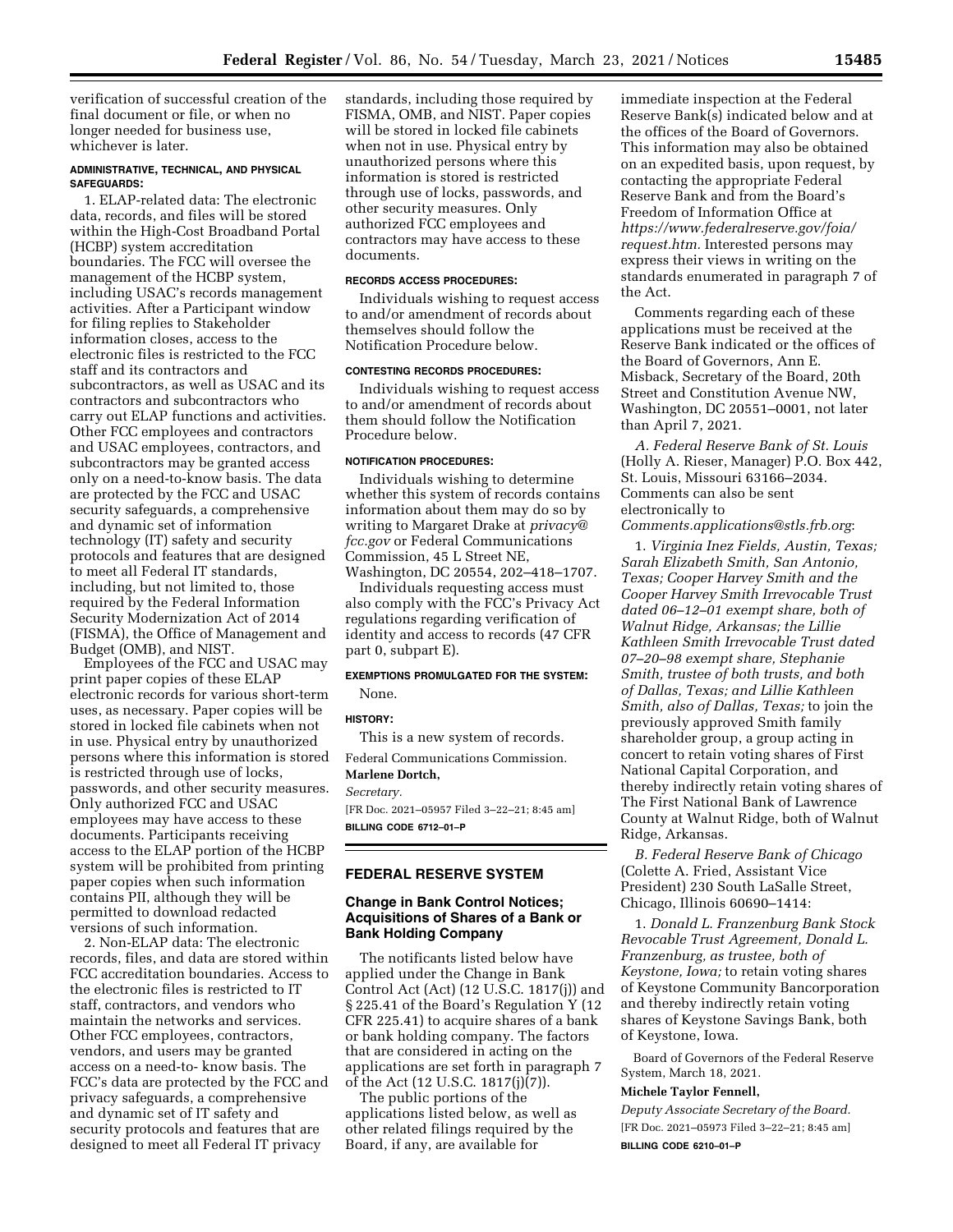verification of successful creation of the final document or file, or when no longer needed for business use, whichever is later.

**ADMINISTRATIVE, TECHNICAL, AND PHYSICAL SAFEGUARDS:**

1. ELAP-related data: The electronic data, records, and files will be stored within the High-Cost Broadband Portal (HCBP) system accreditation boundaries. The FCC will oversee the management of the HCBP system, including USAC's records management activities. After a Participant window for filing replies to Stakeholder information closes, access to the electronic files is restricted to the FCC staff and its contractors and subcontractors, as well as USAC and its contractors and subcontractors who carry out ELAP functions and activities. Other FCC employees and contractors and USAC employees, contractors, and subcontractors may be granted access only on a need-to-know basis. The data are protected by the FCC and USAC security safeguards, a comprehensive and dynamic set of information technology (IT) safety and security protocols and features that are designed to meet all Federal IT standards, including, but not limited to, those required by the Federal Information Security Modernization Act of 2014 (FISMA), the Office of Management and Budget (OMB), and NIST.

Employees of the FCC and USAC may print paper copies of these ELAP electronic records for various short-term uses, as necessary. Paper copies will be stored in locked file cabinets when not in use. Physical entry by unauthorized persons where this information is stored is restricted through use of locks, passwords, and other security measures. Only authorized FCC and USAC employees may have access to these documents. Participants receiving access to the ELAP portion of the HCBP system will be prohibited from printing paper copies when such information contains PII, although they will be permitted to download redacted versions of such information.

2. Non-ELAP data: The electronic records, files, and data are stored within FCC accreditation boundaries. Access to the electronic files is restricted to IT staff, contractors, and vendors who maintain the networks and services. Other FCC employees, contractors, vendors, and users may be granted access on a need-to- know basis. The FCC's data are protected by the FCC and privacy safeguards, a comprehensive and dynamic set of IT safety and security protocols and features that are designed to meet all Federal IT privacy standards, including those required by FISMA, OMB, and NIST. Paper copies will be stored in locked file cabinets when not in use. Physical entry by unauthorized persons where this information is stored is restricted through use of locks, passwords, and other security measures. Only authorized FCC employees and contractors may have access to these documents.

**RECORDS ACCESS PROCEDURES:**

Individuals wishing to request access to and/or amendment of records about themselves should follow the Notification Procedure below.

**CONTESTING RECORDS PROCEDURES:**

Individuals wishing to request access to and/or amendment of records about them should follow the Notification Procedure below.

**NOTIFICATION PROCEDURES:**

Individuals wishing to determine whether this system of records contains information about them may do so by writing to Margaret Drake at *privacy@fcc.gov* or Federal Communications Commission, 45 L Street NE, Washington, DC 20554, 202–418–1707.

Individuals requesting access must also comply with the FCC's Privacy Act regulations regarding verification of identity and access to records (47 CFR part 0, subpart E).

**EXEMPTIONS PROMULGATED FOR THE SYSTEM:**

None.

**HISTORY:**

This is a new system of records.

Federal Communications Commission.

**Marlene Dortch,**

*Secretary.*

[FR Doc. 2021–05957 Filed 3–22–21; 8:45 am]

**BILLING CODE 6712–01–P**

## FEDERAL RESERVE SYSTEM

### Change in Bank Control Notices; Acquisitions of Shares of a Bank or Bank Holding Company

The notificants listed below have applied under the Change in Bank Control Act (Act) (12 U.S.C. 1817(j)) and § 225.41 of the Board's Regulation Y (12 CFR 225.41) to acquire shares of a bank or bank holding company. The factors that are considered in acting on the applications are set forth in paragraph 7 of the Act (12 U.S.C. 1817(j)(7)).

The public portions of the applications listed below, as well as other related filings required by the Board, if any, are available for immediate inspection at the Federal Reserve Bank(s) indicated below and at the offices of the Board of Governors. This information may also be obtained on an expedited basis, upon request, by contacting the appropriate Federal Reserve Bank and from the Board's Freedom of Information Office at *https://www.federalreserve.gov/foia/request.htm.* Interested persons may express their views in writing on the standards enumerated in paragraph 7 of the Act.

Comments regarding each of these applications must be received at the Reserve Bank indicated or the offices of the Board of Governors, Ann E. Misback, Secretary of the Board, 20th Street and Constitution Avenue NW, Washington, DC 20551–0001, not later than April 7, 2021.

*A. Federal Reserve Bank of St. Louis* (Holly A. Rieser, Manager) P.O. Box 442, St. Louis, Missouri 63166–2034. Comments can also be sent electronically to *Comments.applications@stls.frb.org*:

1. *Virginia Inez Fields, Austin, Texas; Sarah Elizabeth Smith, San Antonio, Texas; Cooper Harvey Smith and the Cooper Harvey Smith Irrevocable Trust dated 06–12–01 exempt share, both of Walnut Ridge, Arkansas; the Lillie Kathleen Smith Irrevocable Trust dated 07–20–98 exempt share, Stephanie Smith, trustee of both trusts, and both of Dallas, Texas; and Lillie Kathleen Smith, also of Dallas, Texas;* to join the previously approved Smith family shareholder group, a group acting in concert to retain voting shares of First National Capital Corporation, and thereby indirectly retain voting shares of The First National Bank of Lawrence County at Walnut Ridge, both of Walnut Ridge, Arkansas.

*B. Federal Reserve Bank of Chicago* (Colette A. Fried, Assistant Vice President) 230 South LaSalle Street, Chicago, Illinois 60690–1414:

1. *Donald L. Franzenburg Bank Stock Revocable Trust Agreement, Donald L. Franzenburg, as trustee, both of Keystone, Iowa;* to retain voting shares of Keystone Community Bancorporation and thereby indirectly retain voting shares of Keystone Savings Bank, both of Keystone, Iowa.

Board of Governors of the Federal Reserve System, March 18, 2021.

**Michele Taylor Fennell,**

*Deputy Associate Secretary of the Board.*

[FR Doc. 2021–05973 Filed 3–22–21; 8:45 am]

**BILLING CODE 6210–01–P**